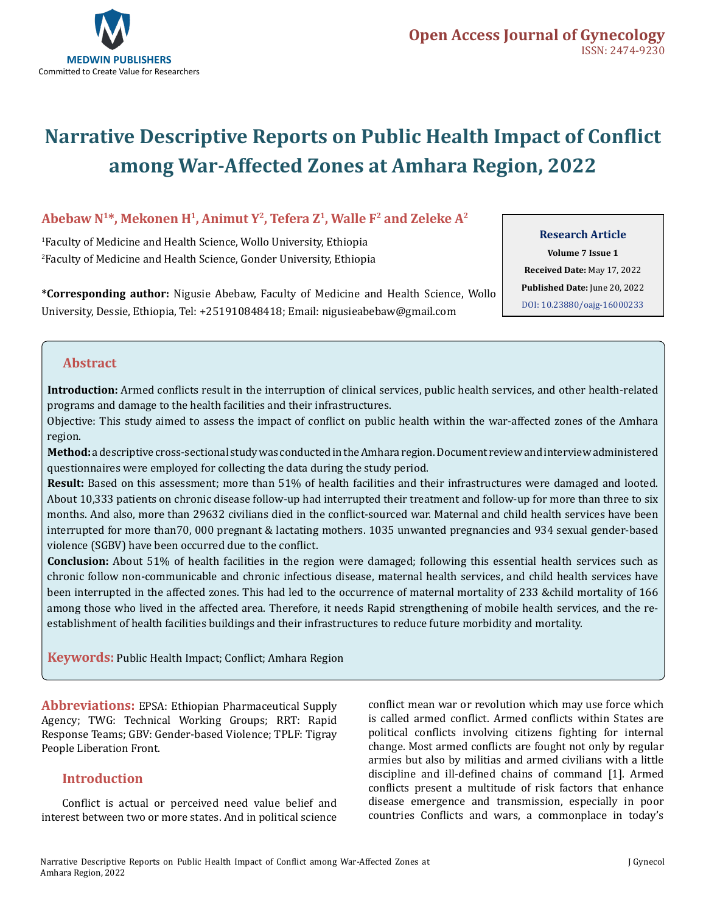# Narrative Descriptive Reports on Public Health Impact of Conflict among War-Affected Zones at Amhara Region, 2022

**Abebaw N[1]*, Mekonen H[1], Animut Y[2], Tefera Z[1], Walle F[2] and Zeleke A[2]**

[1]Faculty of Medicine and Health Science, Wollo University, Ethiopia

[2]Faculty of Medicine and Health Science, Gonder University, Ethiopia

**\*Corresponding author:** Nigusie Abebaw, Faculty of Medicine and Health Science, Wollo University, Dessie, Ethiopia, Tel: +251910848418; Email: nigusieabebaw@gmail.com

**Research Article**
**Volume 7 Issue 1**
**Received Date:** May 17, 2022
**Published Date:** June 20, 2022
DOI: 10.23880/oajg-16000233

## Abstract

**Introduction:** Armed conflicts result in the interruption of clinical services, public health services, and other health-related programs and damage to the health facilities and their infrastructures.

Objective: This study aimed to assess the impact of conflict on public health within the war-affected zones of the Amhara region.

**Method:** a descriptive cross-sectional study was conducted in the Amhara region. Document review and interview administered questionnaires were employed for collecting the data during the study period.

**Result:** Based on this assessment; more than 51% of health facilities and their infrastructures were damaged and looted. About 10,333 patients on chronic disease follow-up had interrupted their treatment and follow-up for more than three to six months. And also, more than 29632 civilians died in the conflict-sourced war. Maternal and child health services have been interrupted for more than70, 000 pregnant & lactating mothers. 1035 unwanted pregnancies and 934 sexual gender-based violence (SGBV) have been occurred due to the conflict.

**Conclusion:** About 51% of health facilities in the region were damaged; following this essential health services such as chronic follow non-communicable and chronic infectious disease, maternal health services, and child health services have been interrupted in the affected zones. This had led to the occurrence of maternal mortality of 233 &child mortality of 166 among those who lived in the affected area. Therefore, it needs Rapid strengthening of mobile health services, and the re-establishment of health facilities buildings and their infrastructures to reduce future morbidity and mortality.

**Keywords:** Public Health Impact; Conflict; Amhara Region

**Abbreviations:** EPSA: Ethiopian Pharmaceutical Supply Agency; TWG: Technical Working Groups; RRT: Rapid Response Teams; GBV: Gender-based Violence; TPLF: Tigray People Liberation Front.

## Introduction

Conflict is actual or perceived need value belief and interest between two or more states. And in political science conflict mean war or revolution which may use force which is called armed conflict. Armed conflicts within States are political conflicts involving citizens fighting for internal change. Most armed conflicts are fought not only by regular armies but also by militias and armed civilians with a little discipline and ill-defined chains of command [1]. Armed conflicts present a multitude of risk factors that enhance disease emergence and transmission, especially in poor countries Conflicts and wars, a commonplace in today's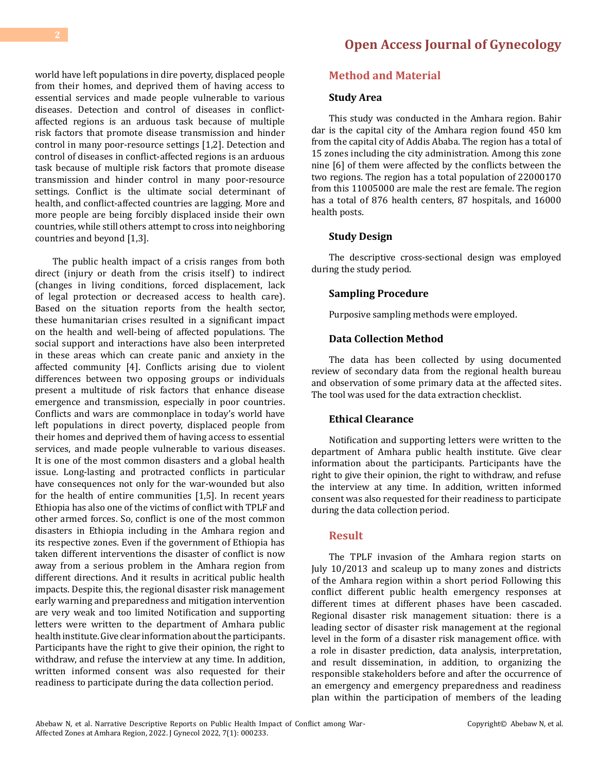world have left populations in dire poverty, displaced people from their homes, and deprived them of having access to essential services and made people vulnerable to various diseases. Detection and control of diseases in conflict-affected regions is an arduous task because of multiple risk factors that promote disease transmission and hinder control in many poor-resource settings [1,2]. Detection and control of diseases in conflict-affected regions is an arduous task because of multiple risk factors that promote disease transmission and hinder control in many poor-resource settings. Conflict is the ultimate social determinant of health, and conflict-affected countries are lagging. More and more people are being forcibly displaced inside their own countries, while still others attempt to cross into neighboring countries and beyond [1,3].

The public health impact of a crisis ranges from both direct (injury or death from the crisis itself) to indirect (changes in living conditions, forced displacement, lack of legal protection or decreased access to health care). Based on the situation reports from the health sector, these humanitarian crises resulted in a significant impact on the health and well-being of affected populations. The social support and interactions have also been interpreted in these areas which can create panic and anxiety in the affected community [4]. Conflicts arising due to violent differences between two opposing groups or individuals present a multitude of risk factors that enhance disease emergence and transmission, especially in poor countries. Conflicts and wars are commonplace in today's world have left populations in direct poverty, displaced people from their homes and deprived them of having access to essential services, and made people vulnerable to various diseases. It is one of the most common disasters and a global health issue. Long-lasting and protracted conflicts in particular have consequences not only for the war-wounded but also for the health of entire communities [1,5]. In recent years Ethiopia has also one of the victims of conflict with TPLF and other armed forces. So, conflict is one of the most common disasters in Ethiopia including in the Amhara region and its respective zones. Even if the government of Ethiopia has taken different interventions the disaster of conflict is now away from a serious problem in the Amhara region from different directions. And it results in acritical public health impacts. Despite this, the regional disaster risk management early warning and preparedness and mitigation intervention are very weak and too limited Notification and supporting letters were written to the department of Amhara public health institute. Give clear information about the participants. Participants have the right to give their opinion, the right to withdraw, and refuse the interview at any time. In addition, written informed consent was also requested for their readiness to participate during the data collection period.

## Method and Material

### Study Area

This study was conducted in the Amhara region. Bahir dar is the capital city of the Amhara region found 450 km from the capital city of Addis Ababa. The region has a total of 15 zones including the city administration. Among this zone nine [6] of them were affected by the conflicts between the two regions. The region has a total population of 22000170 from this 11005000 are male the rest are female. The region has a total of 876 health centers, 87 hospitals, and 16000 health posts.

### Study Design

The descriptive cross-sectional design was employed during the study period.

### Sampling Procedure

Purposive sampling methods were employed.

### Data Collection Method

The data has been collected by using documented review of secondary data from the regional health bureau and observation of some primary data at the affected sites. The tool was used for the data extraction checklist.

### Ethical Clearance

Notification and supporting letters were written to the department of Amhara public health institute. Give clear information about the participants. Participants have the right to give their opinion, the right to withdraw, and refuse the interview at any time. In addition, written informed consent was also requested for their readiness to participate during the data collection period.

## Result

The TPLF invasion of the Amhara region starts on July 10/2013 and scaleup up to many zones and districts of the Amhara region within a short period Following this conflict different public health emergency responses at different times at different phases have been cascaded. Regional disaster risk management situation: there is a leading sector of disaster risk management at the regional level in the form of a disaster risk management office. with a role in disaster prediction, data analysis, interpretation, and result dissemination, in addition, to organizing the responsible stakeholders before and after the occurrence of an emergency and emergency preparedness and readiness plan within the participation of members of the leading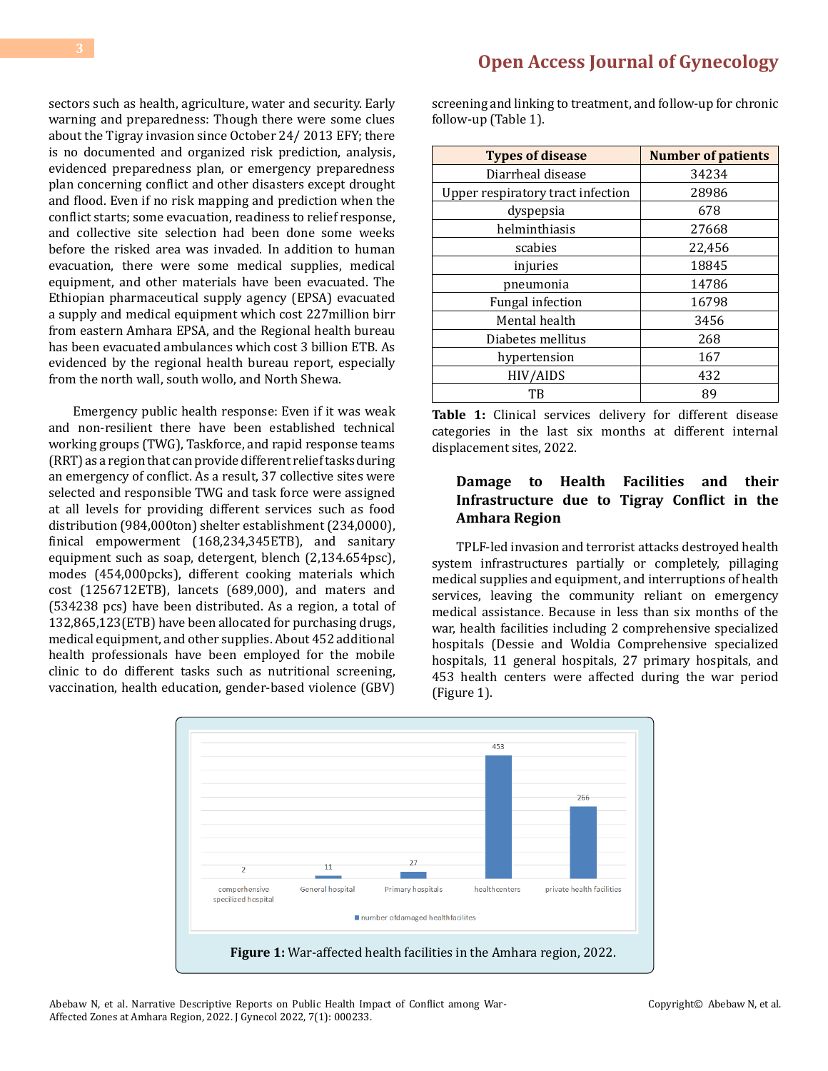sectors such as health, agriculture, water and security. Early warning and preparedness: Though there were some clues about the Tigray invasion since October 24/ 2013 EFY; there is no documented and organized risk prediction, analysis, evidenced preparedness plan, or emergency preparedness plan concerning conflict and other disasters except drought and flood. Even if no risk mapping and prediction when the conflict starts; some evacuation, readiness to relief response, and collective site selection had been done some weeks before the risked area was invaded. In addition to human evacuation, there were some medical supplies, medical equipment, and other materials have been evacuated. The Ethiopian pharmaceutical supply agency (EPSA) evacuated a supply and medical equipment which cost 227million birr from eastern Amhara EPSA, and the Regional health bureau has been evacuated ambulances which cost 3 billion ETB. As evidenced by the regional health bureau report, especially from the north wall, south wollo, and North Shewa.

Emergency public health response: Even if it was weak and non-resilient there have been established technical working groups (TWG), Taskforce, and rapid response teams (RRT) as a region that can provide different relief tasks during an emergency of conflict. As a result, 37 collective sites were selected and responsible TWG and task force were assigned at all levels for providing different services such as food distribution (984,000ton) shelter establishment (234,0000), finical empowerment (168,234,345ETB), and sanitary equipment such as soap, detergent, blench (2,134.654psc), modes (454,000pcks), different cooking materials which cost (1256712ETB), lancets (689,000), and maters and (534238 pcs) have been distributed. As a region, a total of 132,865,123(ETB) have been allocated for purchasing drugs, medical equipment, and other supplies. About 452 additional health professionals have been employed for the mobile clinic to do different tasks such as nutritional screening, vaccination, health education, gender-based violence (GBV) screening and linking to treatment, and follow-up for chronic follow-up (Table 1).

| Types of disease | Number of patients |
|---|---|
| Diarrheal disease | 34234 |
| Upper respiratory tract infection | 28986 |
| dyspepsia | 678 |
| helminthiasis | 27668 |
| scabies | 22,456 |
| injuries | 18845 |
| pneumonia | 14786 |
| Fungal infection | 16798 |
| Mental health | 3456 |
| Diabetes mellitus | 268 |
| hypertension | 167 |
| HIV/AIDS | 432 |
| TB | 89 |

**Table 1:** Clinical services delivery for different disease categories in the last six months at different internal displacement sites, 2022.

## Damage to Health Facilities and their Infrastructure due to Tigray Conflict in the Amhara Region

TPLF-led invasion and terrorist attacks destroyed health system infrastructures partially or completely, pillaging medical supplies and equipment, and interruptions of health services, leaving the community reliant on emergency medical assistance. Because in less than six months of the war, health facilities including 2 comprehensive specialized hospitals (Dessie and Woldia Comprehensive specialized hospitals, 11 general hospitals, 27 primary hospitals, and 453 health centers were affected during the war period (Figure 1).

| | number ofdamaged healthfacilites |
|---|---|
| comperhensive specilized hospital | 2 |
| General hospital | 11 |
| Primary hospitals | 27 |
| healthcenters | 453 |
| private health facilities | 266 |

**Figure 1:** War-affected health facilities in the Amhara region, 2022.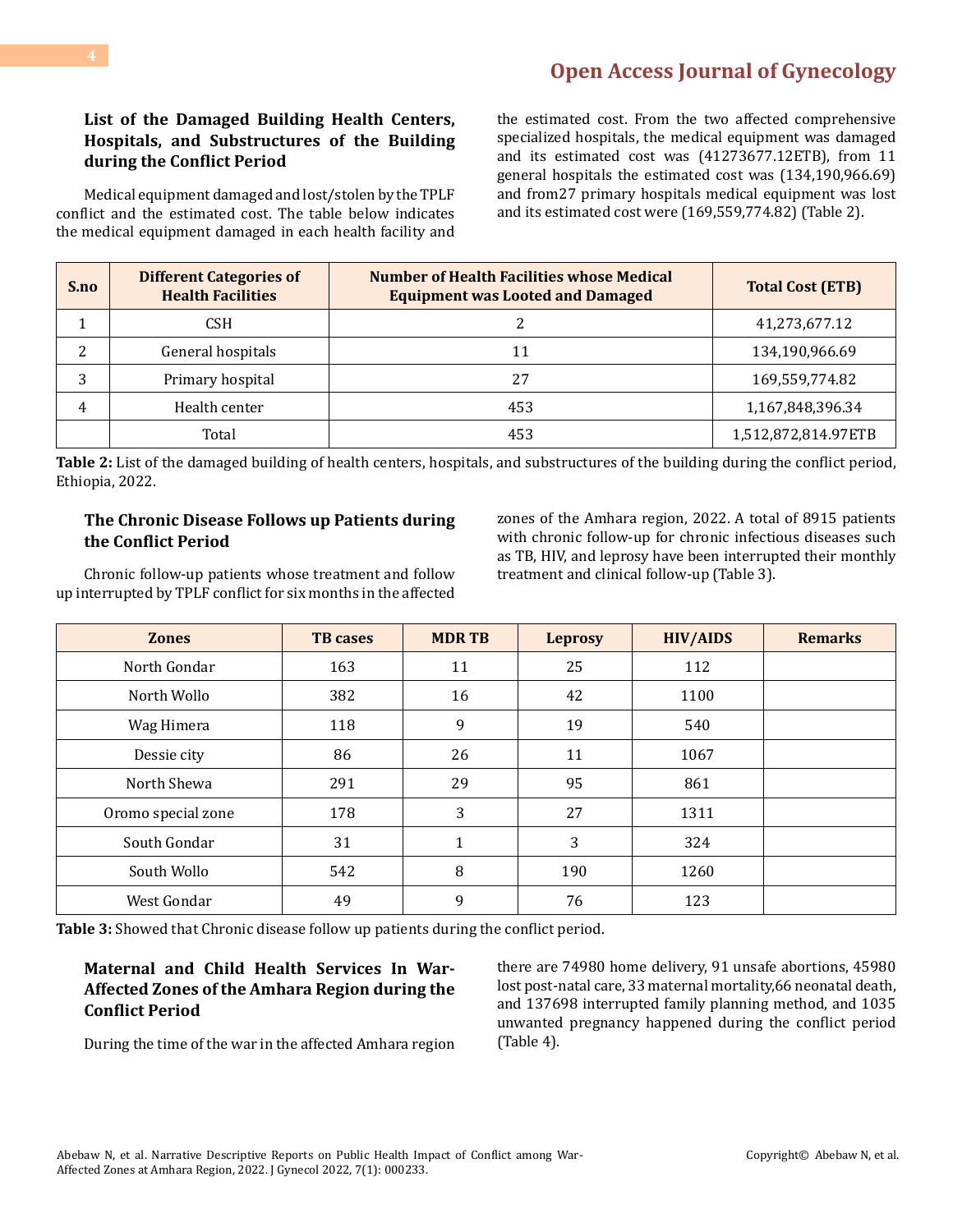### List of the Damaged Building Health Centers, Hospitals, and Substructures of the Building during the Conflict Period

Medical equipment damaged and lost/stolen by the TPLF conflict and the estimated cost. The table below indicates the medical equipment damaged in each health facility and the estimated cost. From the two affected comprehensive specialized hospitals, the medical equipment was damaged and its estimated cost was (41273677.12ETB), from 11 general hospitals the estimated cost was (134,190,966.69) and from27 primary hospitals medical equipment was lost and its estimated cost were (169,559,774.82) (Table 2).

| S.no | Different Categories of Health Facilities | Number of Health Facilities whose Medical Equipment was Looted and Damaged | Total Cost (ETB) |
|---|---|---|---|
| 1 | CSH | 2 | 41,273,677.12 |
| 2 | General hospitals | 11 | 134,190,966.69 |
| 3 | Primary hospital | 27 | 169,559,774.82 |
| 4 | Health center | 453 | 1,167,848,396.34 |
| | Total | 453 | 1,512,872,814.97ETB |

**Table 2:** List of the damaged building of health centers, hospitals, and substructures of the building during the conflict period, Ethiopia, 2022.

### The Chronic Disease Follows up Patients during the Conflict Period

Chronic follow-up patients whose treatment and follow up interrupted by TPLF conflict for six months in the affected zones of the Amhara region, 2022. A total of 8915 patients with chronic follow-up for chronic infectious diseases such as TB, HIV, and leprosy have been interrupted their monthly treatment and clinical follow-up (Table 3).

| Zones | TB cases | MDR TB | Leprosy | HIV/AIDS | Remarks |
|---|---|---|---|---|---|
| North Gondar | 163 | 11 | 25 | 112 | |
| North Wollo | 382 | 16 | 42 | 1100 | |
| Wag Himera | 118 | 9 | 19 | 540 | |
| Dessie city | 86 | 26 | 11 | 1067 | |
| North Shewa | 291 | 29 | 95 | 861 | |
| Oromo special zone | 178 | 3 | 27 | 1311 | |
| South Gondar | 31 | 1 | 3 | 324 | |
| South Wollo | 542 | 8 | 190 | 1260 | |
| West Gondar | 49 | 9 | 76 | 123 | |

**Table 3:** Showed that Chronic disease follow up patients during the conflict period.

### Maternal and Child Health Services In War-Affected Zones of the Amhara Region during the Conflict Period

During the time of the war in the affected Amhara region there are 74980 home delivery, 91 unsafe abortions, 45980 lost post-natal care, 33 maternal mortality,66 neonatal death, and 137698 interrupted family planning method, and 1035 unwanted pregnancy happened during the conflict period (Table 4).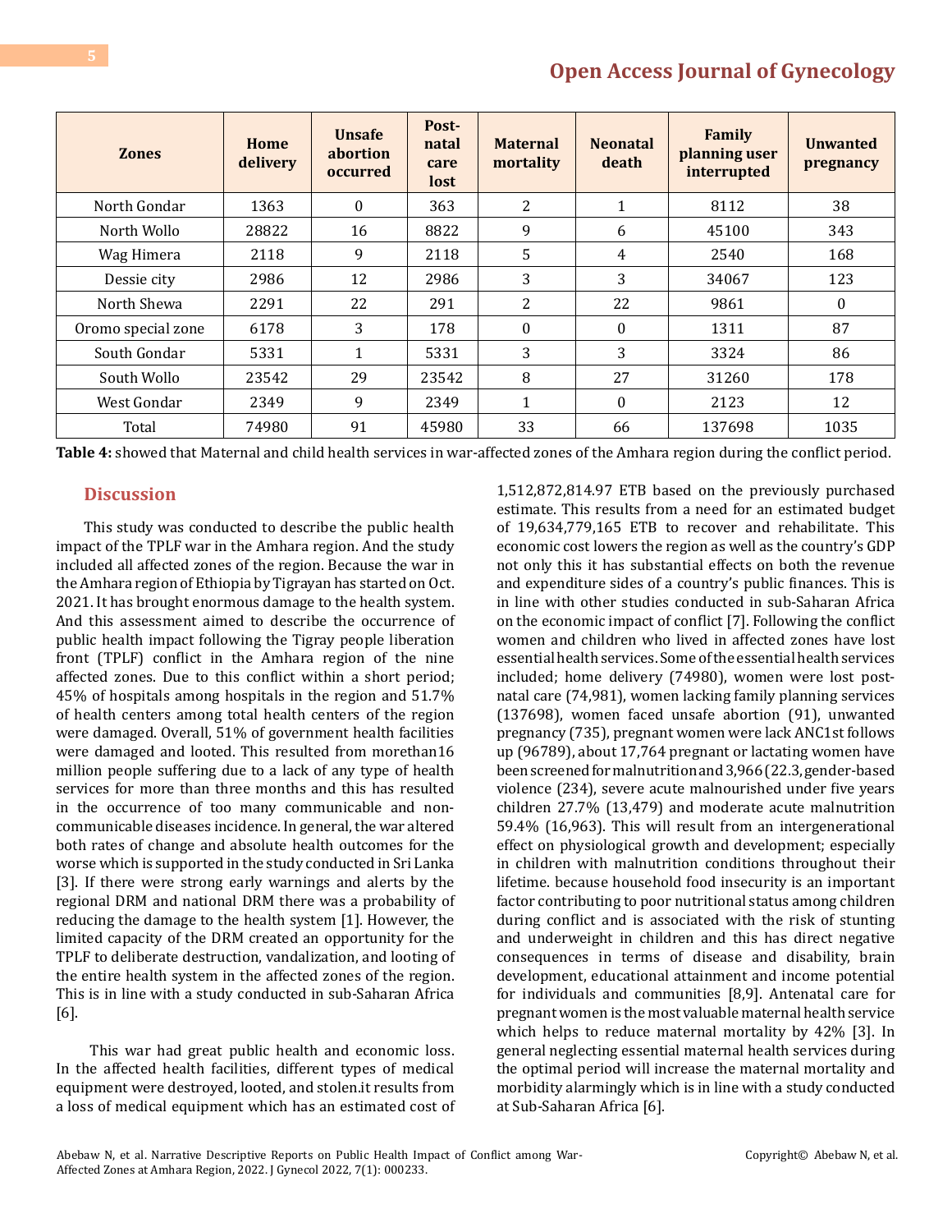| Zones | Home delivery | Unsafe abortion occurred | Post-natal care lost | Maternal mortality | Neonatal death | Family planning user interrupted | Unwanted pregnancy |
|---|---|---|---|---|---|---|---|
| North Gondar | 1363 | 0 | 363 | 2 | 1 | 8112 | 38 |
| North Wollo | 28822 | 16 | 8822 | 9 | 6 | 45100 | 343 |
| Wag Himera | 2118 | 9 | 2118 | 5 | 4 | 2540 | 168 |
| Dessie city | 2986 | 12 | 2986 | 3 | 3 | 34067 | 123 |
| North Shewa | 2291 | 22 | 291 | 2 | 22 | 9861 | 0 |
| Oromo special zone | 6178 | 3 | 178 | 0 | 0 | 1311 | 87 |
| South Gondar | 5331 | 1 | 5331 | 3 | 3 | 3324 | 86 |
| South Wollo | 23542 | 29 | 23542 | 8 | 27 | 31260 | 178 |
| West Gondar | 2349 | 9 | 2349 | 1 | 0 | 2123 | 12 |
| Total | 74980 | 91 | 45980 | 33 | 66 | 137698 | 1035 |

**Table 4:** showed that Maternal and child health services in war-affected zones of the Amhara region during the conflict period.

## Discussion

This study was conducted to describe the public health impact of the TPLF war in the Amhara region. And the study included all affected zones of the region. Because the war in the Amhara region of Ethiopia by Tigrayan has started on Oct. 2021. It has brought enormous damage to the health system. And this assessment aimed to describe the occurrence of public health impact following the Tigray people liberation front (TPLF) conflict in the Amhara region of the nine affected zones. Due to this conflict within a short period; 45% of hospitals among hospitals in the region and 51.7% of health centers among total health centers of the region were damaged. Overall, 51% of government health facilities were damaged and looted. This resulted from morethan16 million people suffering due to a lack of any type of health services for more than three months and this has resulted in the occurrence of too many communicable and non-communicable diseases incidence. In general, the war altered both rates of change and absolute health outcomes for the worse which is supported in the study conducted in Sri Lanka [3]. If there were strong early warnings and alerts by the regional DRM and national DRM there was a probability of reducing the damage to the health system [1]. However, the limited capacity of the DRM created an opportunity for the TPLF to deliberate destruction, vandalization, and looting of the entire health system in the affected zones of the region. This is in line with a study conducted in sub-Saharan Africa [6].

This war had great public health and economic loss. In the affected health facilities, different types of medical equipment were destroyed, looted, and stolen.it results from a loss of medical equipment which has an estimated cost of 1,512,872,814.97 ETB based on the previously purchased estimate. This results from a need for an estimated budget of 19,634,779,165 ETB to recover and rehabilitate. This economic cost lowers the region as well as the country's GDP not only this it has substantial effects on both the revenue and expenditure sides of a country's public finances. This is in line with other studies conducted in sub-Saharan Africa on the economic impact of conflict [7]. Following the conflict women and children who lived in affected zones have lost essential health services. Some of the essential health services included; home delivery (74980), women were lost post-natal care (74,981), women lacking family planning services (137698), women faced unsafe abortion (91), unwanted pregnancy (735), pregnant women were lack ANC1st follows up (96789), about 17,764 pregnant or lactating women have been screened for malnutrition and 3,966 (22.3, gender-based violence (234), severe acute malnourished under five years children 27.7% (13,479) and moderate acute malnutrition 59.4% (16,963). This will result from an intergenerational effect on physiological growth and development; especially in children with malnutrition conditions throughout their lifetime. because household food insecurity is an important factor contributing to poor nutritional status among children during conflict and is associated with the risk of stunting and underweight in children and this has direct negative consequences in terms of disease and disability, brain development, educational attainment and income potential for individuals and communities [8,9]. Antenatal care for pregnant women is the most valuable maternal health service which helps to reduce maternal mortality by 42% [3]. In general neglecting essential maternal health services during the optimal period will increase the maternal mortality and morbidity alarmingly which is in line with a study conducted at Sub-Saharan Africa [6].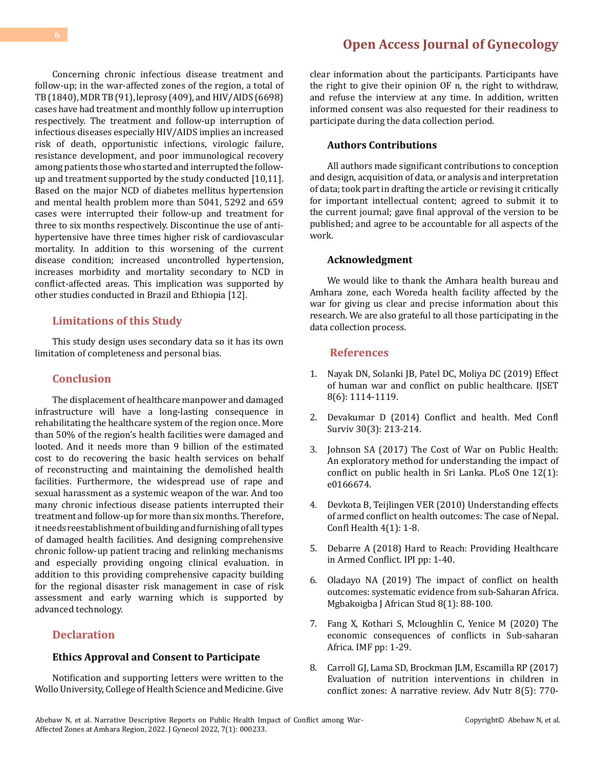Concerning chronic infectious disease treatment and follow-up; in the war-affected zones of the region, a total of TB (1840), MDR TB (91), leprosy (409), and HIV/AIDS (6698) cases have had treatment and monthly follow up interruption respectively. The treatment and follow-up interruption of infectious diseases especially HIV/AIDS implies an increased risk of death, opportunistic infections, virologic failure, resistance development, and poor immunological recovery among patients those who started and interrupted the follow-up and treatment supported by the study conducted [10,11]. Based on the major NCD of diabetes mellitus hypertension and mental health problem more than 5041, 5292 and 659 cases were interrupted their follow-up and treatment for three to six months respectively. Discontinue the use of anti-hypertensive have three times higher risk of cardiovascular mortality. In addition to this worsening of the current disease condition; increased uncontrolled hypertension, increases morbidity and mortality secondary to NCD in conflict-affected areas. This implication was supported by other studies conducted in Brazil and Ethiopia [12].

## Limitations of this Study

This study design uses secondary data so it has its own limitation of completeness and personal bias.

## Conclusion

The displacement of healthcare manpower and damaged infrastructure will have a long-lasting consequence in rehabilitating the healthcare system of the region once. More than 50% of the region's health facilities were damaged and looted. And it needs more than 9 billion of the estimated cost to do recovering the basic health services on behalf of reconstructing and maintaining the demolished health facilities. Furthermore, the widespread use of rape and sexual harassment as a systemic weapon of the war. And too many chronic infectious disease patients interrupted their treatment and follow-up for more than six months. Therefore, it needs reestablishment of building and furnishing of all types of damaged health facilities. And designing comprehensive chronic follow-up patient tracing and relinking mechanisms and especially providing ongoing clinical evaluation. in addition to this providing comprehensive capacity building for the regional disaster risk management in case of risk assessment and early warning which is supported by advanced technology.

## Declaration

### Ethics Approval and Consent to Participate

Notification and supporting letters were written to the Wollo University, College of Health Science and Medicine. Give clear information about the participants. Participants have the right to give their opinion OF n, the right to withdraw, and refuse the interview at any time. In addition, written informed consent was also requested for their readiness to participate during the data collection period.

### Authors Contributions

All authors made significant contributions to conception and design, acquisition of data, or analysis and interpretation of data; took part in drafting the article or revising it critically for important intellectual content; agreed to submit it to the current journal; gave final approval of the version to be published; and agree to be accountable for all aspects of the work.

### Acknowledgment

We would like to thank the Amhara health bureau and Amhara zone, each Woreda health facility affected by the war for giving us clear and precise information about this research. We are also grateful to all those participating in the data collection process.

## References

1. Nayak DN, Solanki JB, Patel DC, Moliya DC (2019) Effect of human war and conflict on public healthcare. IJSET 8(6): 1114-1119.
2. Devakumar D (2014) Conflict and health. Med Confl Surviv 30(3): 213-214.
3. Johnson SA (2017) The Cost of War on Public Health: An exploratory method for understanding the impact of conflict on public health in Sri Lanka. PLoS One 12(1): e0166674.
4. Devkota B, Teijlingen VER (2010) Understanding effects of armed conflict on health outcomes: The case of Nepal. Confl Health 4(1): 1-8.
5. Debarre A (2018) Hard to Reach: Providing Healthcare in Armed Conflict. IPI pp: 1-40.
6. Oladayo NA (2019) The impact of conflict on health outcomes: systematic evidence from sub-Saharan Africa. Mgbakoigba J African Stud 8(1): 88-100.
7. Fang X, Kothari S, Mcloughlin C, Yenice M (2020) The economic consequences of conflicts in Sub-saharan Africa. IMF pp: 1-29.
8. Carroll GJ, Lama SD, Brockman JLM, Escamilla RP (2017) Evaluation of nutrition interventions in children in conflict zones: A narrative review. Adv Nutr 8(5): 770-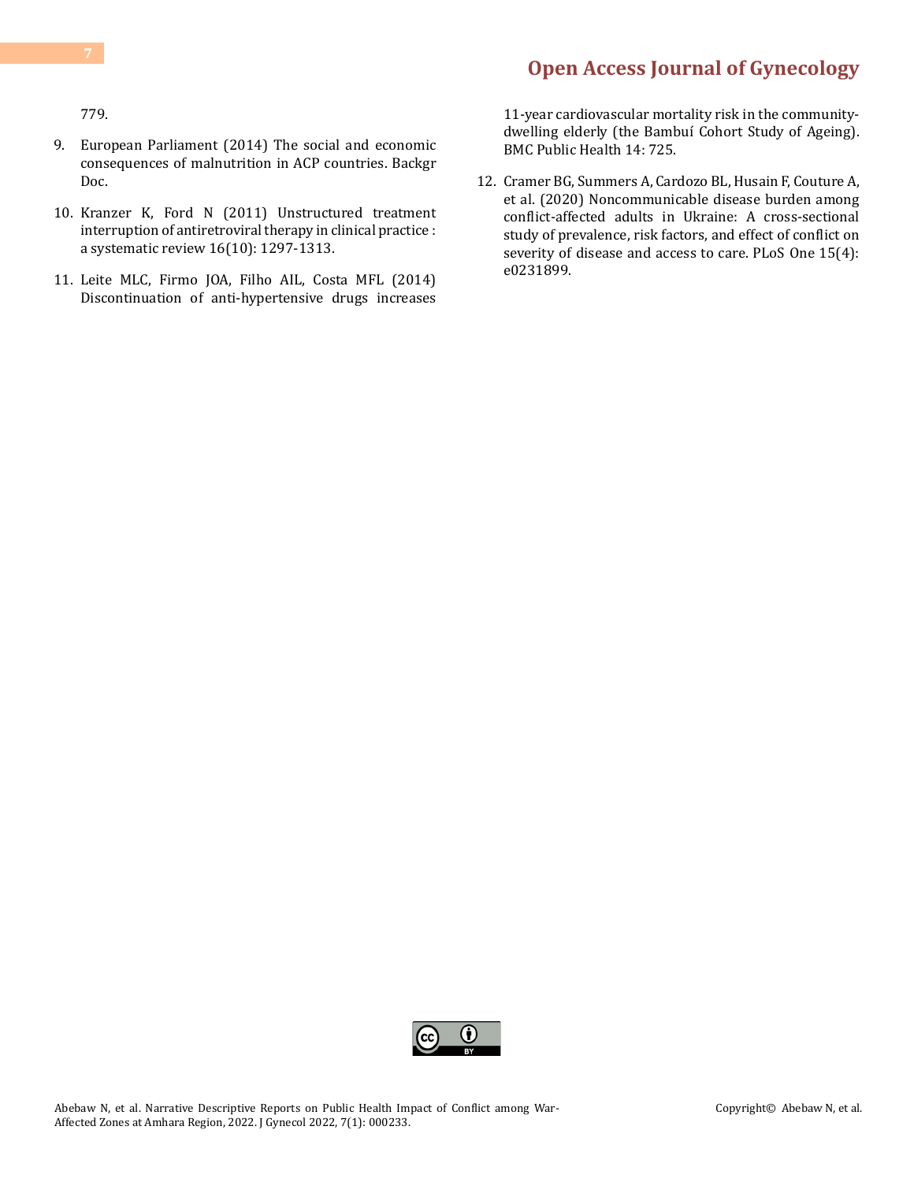779.

9. European Parliament (2014) The social and economic consequences of malnutrition in ACP countries. Backgr Doc.

10. Kranzer K, Ford N (2011) Unstructured treatment interruption of antiretroviral therapy in clinical practice : a systematic review 16(10): 1297-1313.

11. Leite MLC, Firmo JOA, Filho AIL, Costa MFL (2014) Discontinuation of anti-hypertensive drugs increases 11-year cardiovascular mortality risk in the community-dwelling elderly (the Bambuí Cohort Study of Ageing). BMC Public Health 14: 725.

12. Cramer BG, Summers A, Cardozo BL, Husain F, Couture A, et al. (2020) Noncommunicable disease burden among conflict-affected adults in Ukraine: A cross-sectional study of prevalence, risk factors, and effect of conflict on severity of disease and access to care. PLoS One 15(4): e0231899.